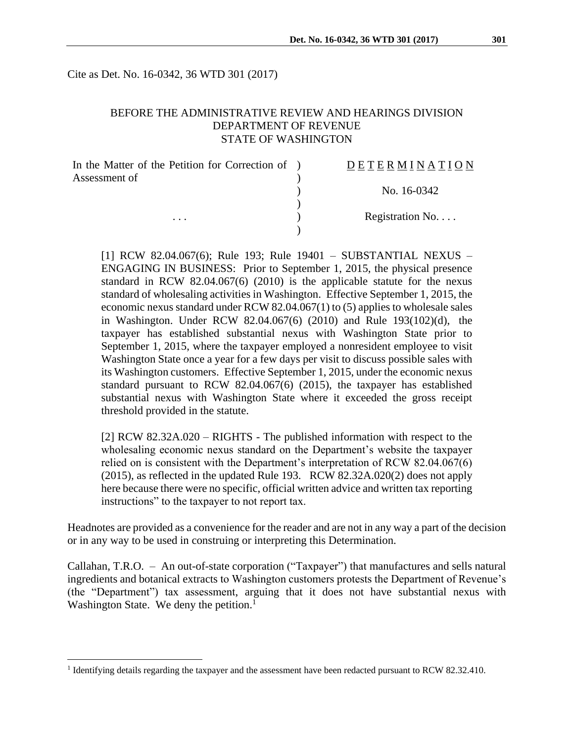Cite as Det. No. 16-0342, 36 WTD 301 (2017)

BEFORE THE ADMINISTRATIVE REVIEW AND HEARINGS DIVISION
DEPARTMENT OF REVENUE
STATE OF WASHINGTON

| In the Matter of the Petition for Correction of Assessment of | ) | DETERMINATION |
|---|---|---|
| | ) | No. 16-0342 |
| . . . | ) | Registration No. . . . |

[1] RCW 82.04.067(6); Rule 193; Rule 19401 – SUBSTANTIAL NEXUS – ENGAGING IN BUSINESS: Prior to September 1, 2015, the physical presence standard in RCW 82.04.067(6) (2010) is the applicable statute for the nexus standard of wholesaling activities in Washington. Effective September 1, 2015, the economic nexus standard under RCW 82.04.067(1) to (5) applies to wholesale sales in Washington. Under RCW 82.04.067(6) (2010) and Rule 193(102)(d), the taxpayer has established substantial nexus with Washington State prior to September 1, 2015, where the taxpayer employed a nonresident employee to visit Washington State once a year for a few days per visit to discuss possible sales with its Washington customers. Effective September 1, 2015, under the economic nexus standard pursuant to RCW 82.04.067(6) (2015), the taxpayer has established substantial nexus with Washington State where it exceeded the gross receipt threshold provided in the statute.

[2] RCW 82.32A.020 – RIGHTS - The published information with respect to the wholesaling economic nexus standard on the Department's website the taxpayer relied on is consistent with the Department's interpretation of RCW 82.04.067(6) (2015), as reflected in the updated Rule 193. RCW 82.32A.020(2) does not apply here because there were no specific, official written advice and written tax reporting instructions" to the taxpayer to not report tax.

Headnotes are provided as a convenience for the reader and are not in any way a part of the decision or in any way to be used in construing or interpreting this Determination.

Callahan, T.R.O. – An out-of-state corporation ("Taxpayer") that manufactures and sells natural ingredients and botanical extracts to Washington customers protests the Department of Revenue's (the "Department") tax assessment, arguing that it does not have substantial nexus with Washington State. We deny the petition.[1]

[1] Identifying details regarding the taxpayer and the assessment have been redacted pursuant to RCW 82.32.410.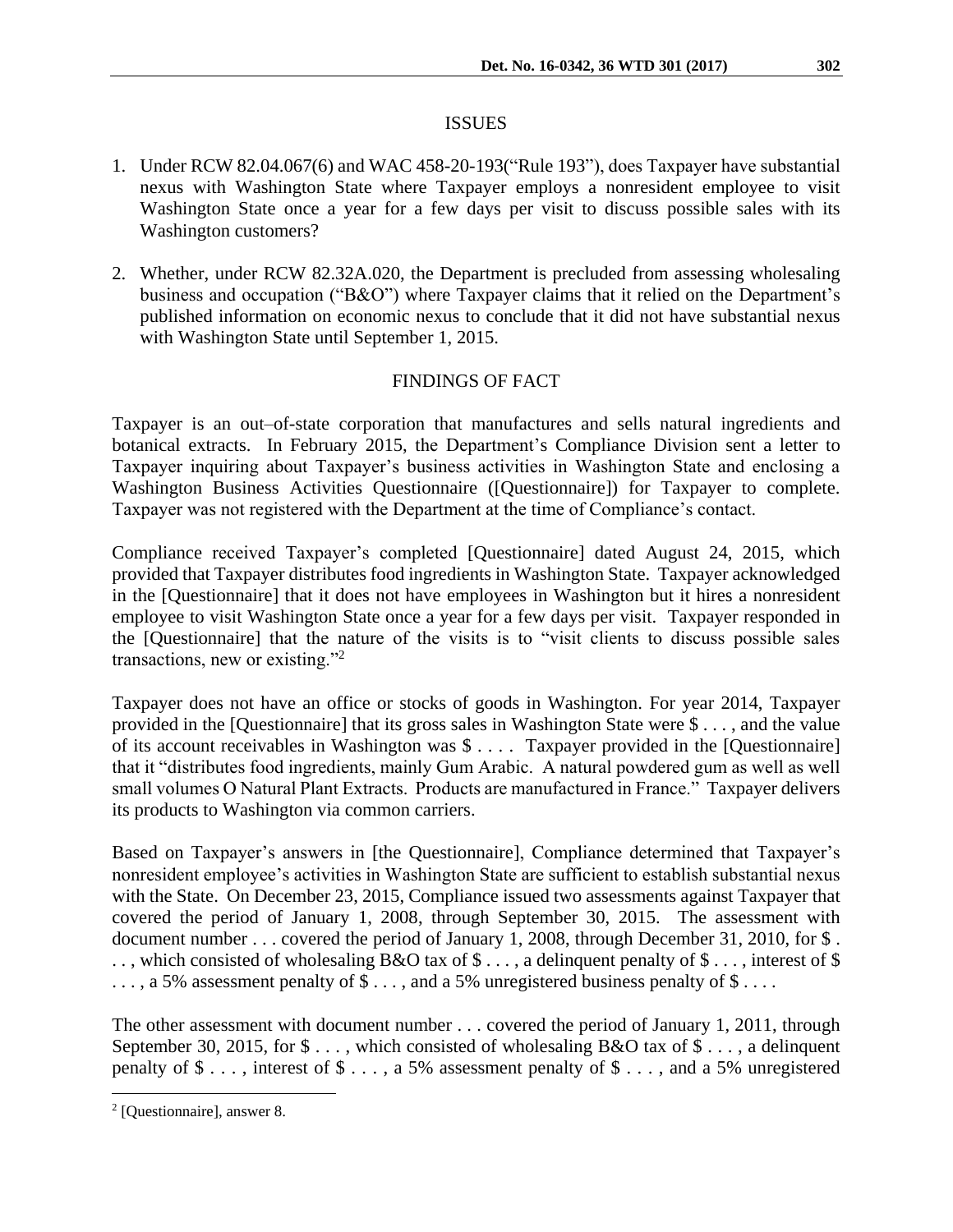## ISSUES

1. Under RCW 82.04.067(6) and WAC 458-20-193("Rule 193"), does Taxpayer have substantial nexus with Washington State where Taxpayer employs a nonresident employee to visit Washington State once a year for a few days per visit to discuss possible sales with its Washington customers?

2. Whether, under RCW 82.32A.020, the Department is precluded from assessing wholesaling business and occupation ("B&O") where Taxpayer claims that it relied on the Department's published information on economic nexus to conclude that it did not have substantial nexus with Washington State until September 1, 2015.

## FINDINGS OF FACT

Taxpayer is an out–of-state corporation that manufactures and sells natural ingredients and botanical extracts. In February 2015, the Department's Compliance Division sent a letter to Taxpayer inquiring about Taxpayer's business activities in Washington State and enclosing a Washington Business Activities Questionnaire ([Questionnaire]) for Taxpayer to complete. Taxpayer was not registered with the Department at the time of Compliance's contact.

Compliance received Taxpayer's completed [Questionnaire] dated August 24, 2015, which provided that Taxpayer distributes food ingredients in Washington State. Taxpayer acknowledged in the [Questionnaire] that it does not have employees in Washington but it hires a nonresident employee to visit Washington State once a year for a few days per visit. Taxpayer responded in the [Questionnaire] that the nature of the visits is to "visit clients to discuss possible sales transactions, new or existing."[2]

Taxpayer does not have an office or stocks of goods in Washington. For year 2014, Taxpayer provided in the [Questionnaire] that its gross sales in Washington State were $ . . . , and the value of its account receivables in Washington was $ . . . . Taxpayer provided in the [Questionnaire] that it "distributes food ingredients, mainly Gum Arabic. A natural powdered gum as well as well small volumes O Natural Plant Extracts. Products are manufactured in France." Taxpayer delivers its products to Washington via common carriers.

Based on Taxpayer's answers in [the Questionnaire], Compliance determined that Taxpayer's nonresident employee's activities in Washington State are sufficient to establish substantial nexus with the State. On December 23, 2015, Compliance issued two assessments against Taxpayer that covered the period of January 1, 2008, through September 30, 2015. The assessment with document number . . . covered the period of January 1, 2008, through December 31, 2010, for $ . . . , which consisted of wholesaling B&O tax of $ . . . , a delinquent penalty of $ . . . , interest of $ . . . , a 5% assessment penalty of $ . . . , and a 5% unregistered business penalty of $ . . . .

The other assessment with document number . . . covered the period of January 1, 2011, through September 30, 2015, for $ . . . , which consisted of wholesaling B&O tax of $ . . . , a delinquent penalty of $ . . . , interest of $ . . . , a 5% assessment penalty of $ . . . , and a 5% unregistered

---

[2] [Questionnaire], answer 8.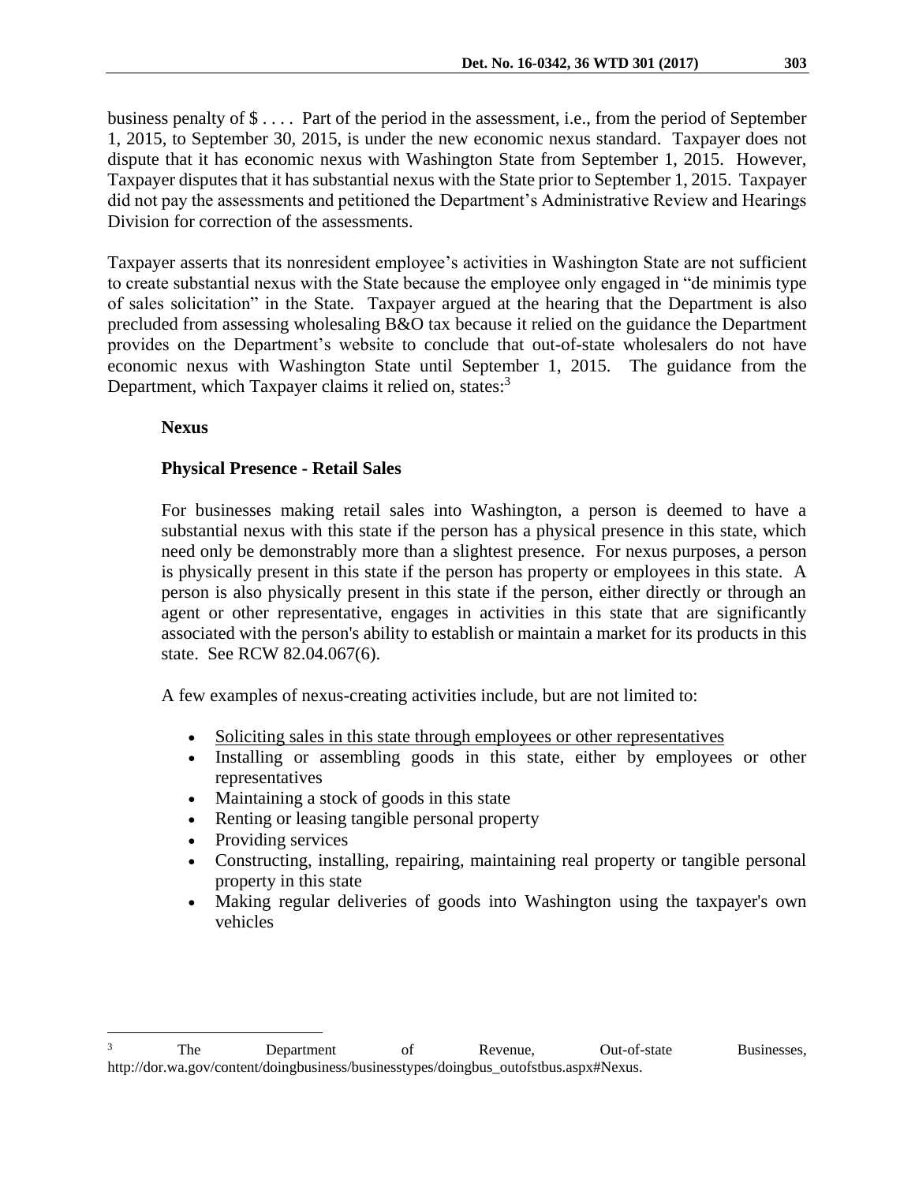business penalty of $ . . . . Part of the period in the assessment, i.e., from the period of September 1, 2015, to September 30, 2015, is under the new economic nexus standard. Taxpayer does not dispute that it has economic nexus with Washington State from September 1, 2015. However, Taxpayer disputes that it has substantial nexus with the State prior to September 1, 2015. Taxpayer did not pay the assessments and petitioned the Department's Administrative Review and Hearings Division for correction of the assessments.

Taxpayer asserts that its nonresident employee's activities in Washington State are not sufficient to create substantial nexus with the State because the employee only engaged in "de minimis type of sales solicitation" in the State. Taxpayer argued at the hearing that the Department is also precluded from assessing wholesaling B&O tax because it relied on the guidance the Department provides on the Department's website to conclude that out-of-state wholesalers do not have economic nexus with Washington State until September 1, 2015. The guidance from the Department, which Taxpayer claims it relied on, states:[3]

> **Nexus**
>
> **Physical Presence - Retail Sales**
>
> For businesses making retail sales into Washington, a person is deemed to have a substantial nexus with this state if the person has a physical presence in this state, which need only be demonstrably more than a slightest presence. For nexus purposes, a person is physically present in this state if the person has property or employees in this state. A person is also physically present in this state if the person, either directly or through an agent or other representative, engages in activities in this state that are significantly associated with the person's ability to establish or maintain a market for its products in this state. See RCW 82.04.067(6).
>
> A few examples of nexus-creating activities include, but are not limited to:
>
> - <u>Soliciting sales in this state through employees or other representatives</u>
> - Installing or assembling goods in this state, either by employees or other representatives
> - Maintaining a stock of goods in this state
> - Renting or leasing tangible personal property
> - Providing services
> - Constructing, installing, repairing, maintaining real property or tangible personal property in this state
> - Making regular deliveries of goods into Washington using the taxpayer's own vehicles

---

[3] The Department of Revenue, Out-of-state Businesses, http://dor.wa.gov/content/doingbusiness/businesstypes/doingbus_outofstbus.aspx#Nexus.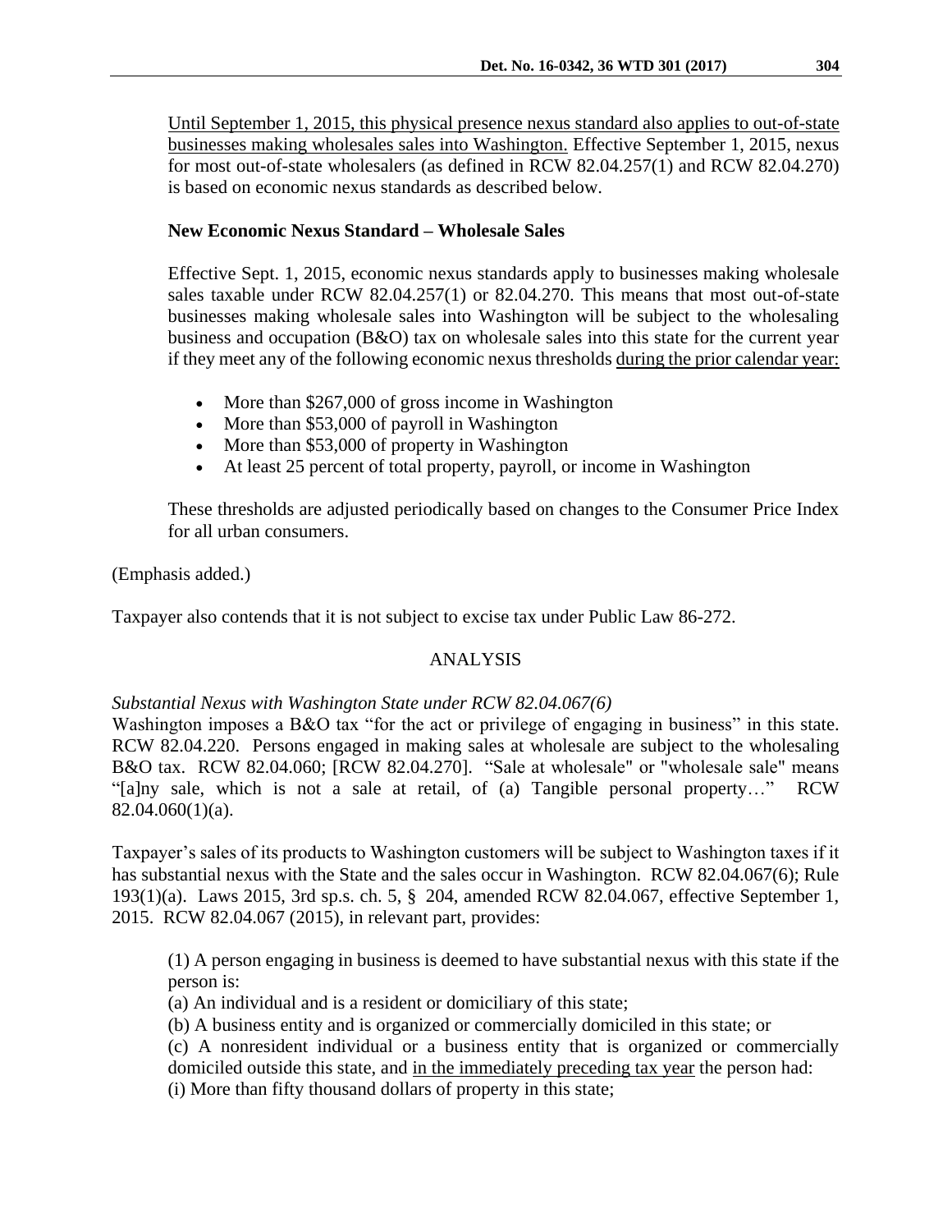Until September 1, 2015, this physical presence nexus standard also applies to out-of-state businesses making wholesales sales into Washington. Effective September 1, 2015, nexus for most out-of-state wholesalers (as defined in RCW 82.04.257(1) and RCW 82.04.270) is based on economic nexus standards as described below.

> **New Economic Nexus Standard – Wholesale Sales**
>
> Effective Sept. 1, 2015, economic nexus standards apply to businesses making wholesale sales taxable under RCW 82.04.257(1) or 82.04.270. This means that most out-of-state businesses making wholesale sales into Washington will be subject to the wholesaling business and occupation (B&O) tax on wholesale sales into this state for the current year if they meet any of the following economic nexus thresholds during the prior calendar year:
>
> - More than $267,000 of gross income in Washington
> - More than $53,000 of payroll in Washington
> - More than $53,000 of property in Washington
> - At least 25 percent of total property, payroll, or income in Washington
>
> These thresholds are adjusted periodically based on changes to the Consumer Price Index for all urban consumers.

(Emphasis added.)

Taxpayer also contends that it is not subject to excise tax under Public Law 86-272.

## ANALYSIS

*Substantial Nexus with Washington State under RCW 82.04.067(6)*

Washington imposes a B&O tax "for the act or privilege of engaging in business" in this state. RCW 82.04.220. Persons engaged in making sales at wholesale are subject to the wholesaling B&O tax. RCW 82.04.060; [RCW 82.04.270]. "Sale at wholesale" or "wholesale sale" means "[a]ny sale, which is not a sale at retail, of (a) Tangible personal property…" RCW 82.04.060(1)(a).

Taxpayer's sales of its products to Washington customers will be subject to Washington taxes if it has substantial nexus with the State and the sales occur in Washington. RCW 82.04.067(6); Rule 193(1)(a). Laws 2015, 3rd sp.s. ch. 5, § 204, amended RCW 82.04.067, effective September 1, 2015. RCW 82.04.067 (2015), in relevant part, provides:

> (1) A person engaging in business is deemed to have substantial nexus with this state if the person is:
>
> (a) An individual and is a resident or domiciliary of this state;
>
> (b) A business entity and is organized or commercially domiciled in this state; or
>
> (c) A nonresident individual or a business entity that is organized or commercially domiciled outside this state, and in the immediately preceding tax year the person had:
>
> (i) More than fifty thousand dollars of property in this state;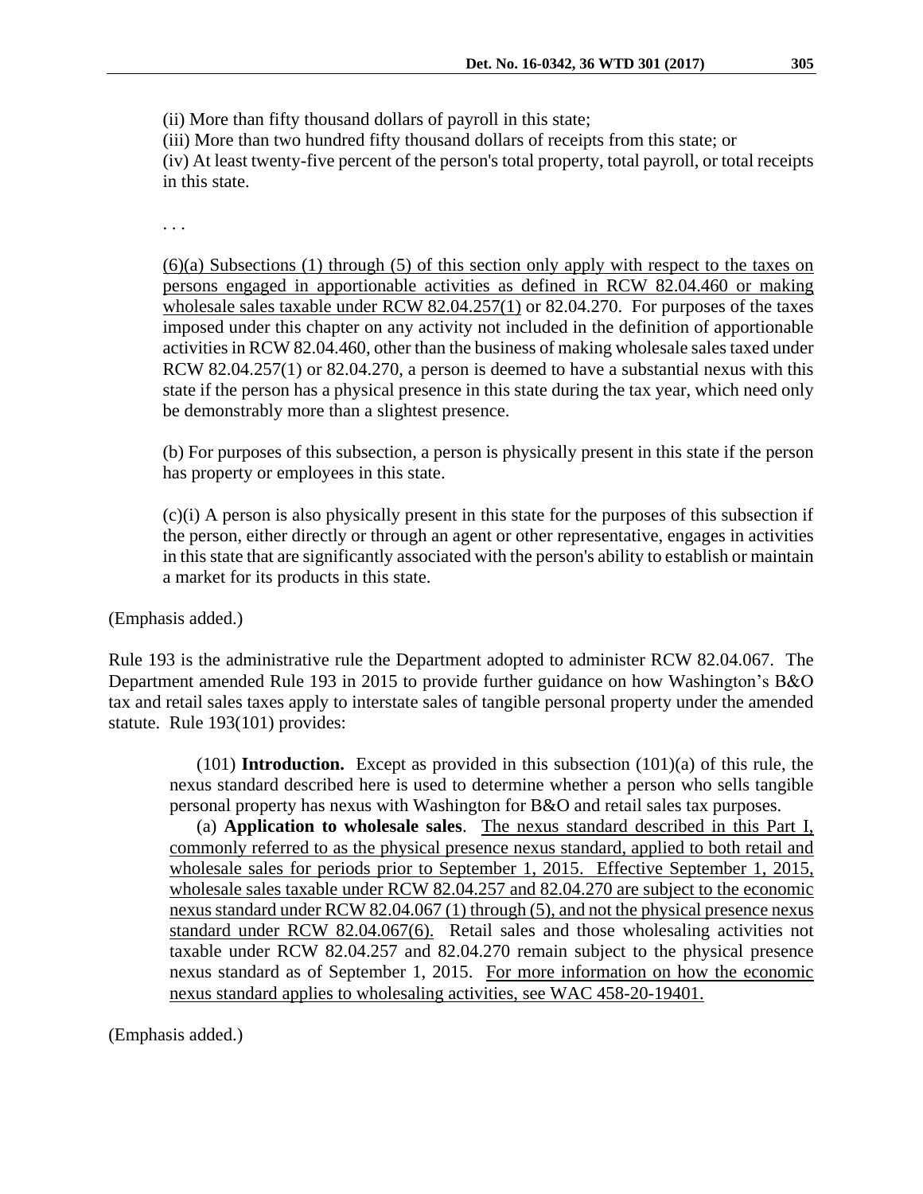(ii) More than fifty thousand dollars of payroll in this state;
(iii) More than two hundred fifty thousand dollars of receipts from this state; or
(iv) At least twenty-five percent of the person's total property, total payroll, or total receipts in this state.

. . .

<u>(6)(a) Subsections (1) through (5) of this section only apply with respect to the taxes on persons engaged in apportionable activities as defined in RCW 82.04.460 or making wholesale sales taxable under RCW 82.04.257(1)</u> or 82.04.270. For purposes of the taxes imposed under this chapter on any activity not included in the definition of apportionable activities in RCW 82.04.460, other than the business of making wholesale sales taxed under RCW 82.04.257(1) or 82.04.270, a person is deemed to have a substantial nexus with this state if the person has a physical presence in this state during the tax year, which need only be demonstrably more than a slightest presence.

(b) For purposes of this subsection, a person is physically present in this state if the person has property or employees in this state.

(c)(i) A person is also physically present in this state for the purposes of this subsection if the person, either directly or through an agent or other representative, engages in activities in this state that are significantly associated with the person's ability to establish or maintain a market for its products in this state.

(Emphasis added.)

Rule 193 is the administrative rule the Department adopted to administer RCW 82.04.067. The Department amended Rule 193 in 2015 to provide further guidance on how Washington's B&O tax and retail sales taxes apply to interstate sales of tangible personal property under the amended statute. Rule 193(101) provides:

(101) **Introduction.** Except as provided in this subsection (101)(a) of this rule, the nexus standard described here is used to determine whether a person who sells tangible personal property has nexus with Washington for B&O and retail sales tax purposes.

(a) **Application to wholesale sales**. <u>The nexus standard described in this Part I, commonly referred to as the physical presence nexus standard, applied to both retail and wholesale sales for periods prior to September 1, 2015. Effective September 1, 2015, wholesale sales taxable under RCW 82.04.257 and 82.04.270 are subject to the economic nexus standard under RCW 82.04.067 (1) through (5), and not the physical presence nexus standard under RCW 82.04.067(6).</u> Retail sales and those wholesaling activities not taxable under RCW 82.04.257 and 82.04.270 remain subject to the physical presence nexus standard as of September 1, 2015. <u>For more information on how the economic nexus standard applies to wholesaling activities, see WAC 458-20-19401.</u>

(Emphasis added.)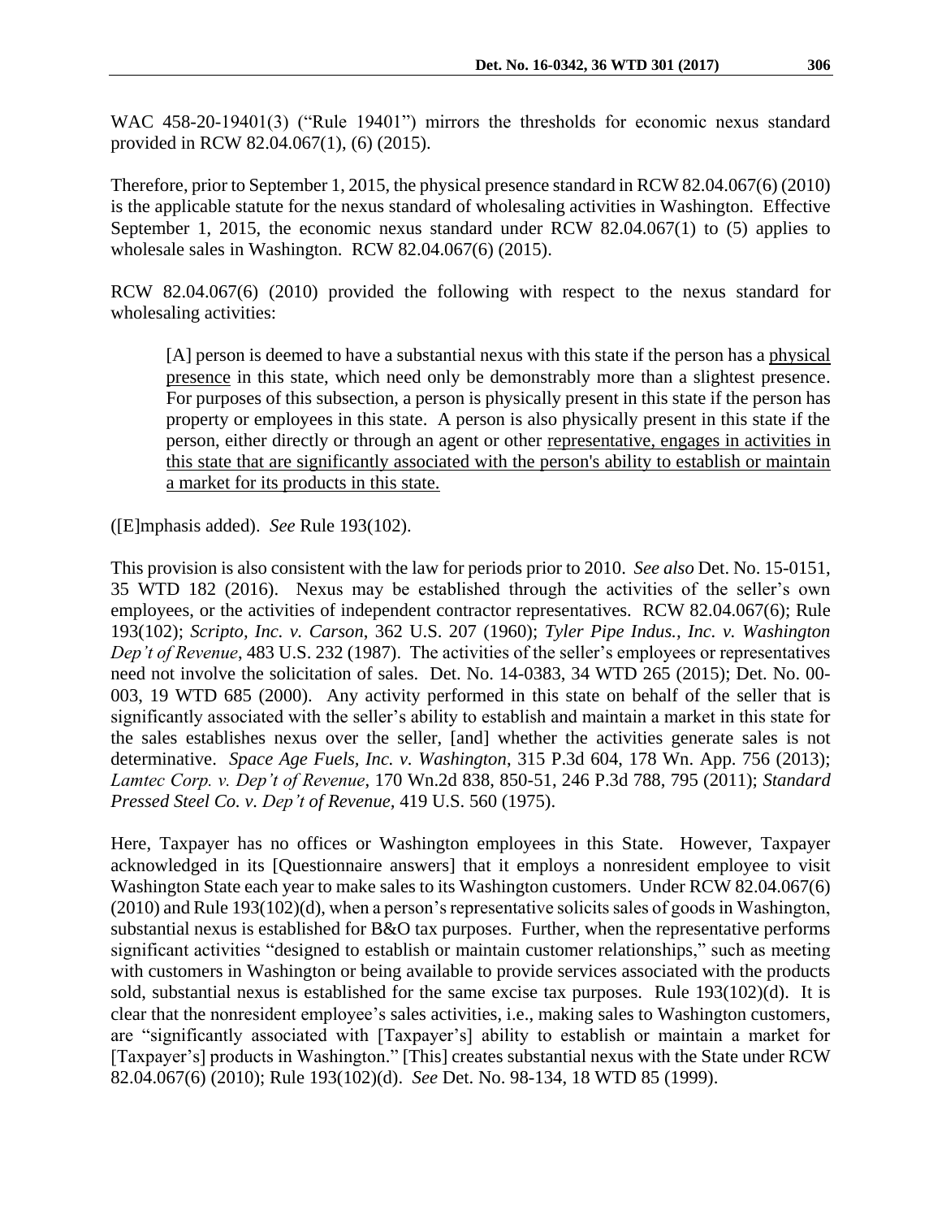WAC 458-20-19401(3) ("Rule 19401") mirrors the thresholds for economic nexus standard provided in RCW 82.04.067(1), (6) (2015).

Therefore, prior to September 1, 2015, the physical presence standard in RCW 82.04.067(6) (2010) is the applicable statute for the nexus standard of wholesaling activities in Washington. Effective September 1, 2015, the economic nexus standard under RCW 82.04.067(1) to (5) applies to wholesale sales in Washington. RCW 82.04.067(6) (2015).

RCW 82.04.067(6) (2010) provided the following with respect to the nexus standard for wholesaling activities:

> [A] person is deemed to have a substantial nexus with this state if the person has a <u>physical presence</u> in this state, which need only be demonstrably more than a slightest presence. For purposes of this subsection, a person is physically present in this state if the person has property or employees in this state. A person is also physically present in this state if the person, either directly or through an agent or other <u>representative, engages in activities in this state that are significantly associated with the person's ability to establish or maintain a market for its products in this state.</u>

([E]mphasis added). *See* Rule 193(102).

This provision is also consistent with the law for periods prior to 2010. *See also* Det. No. 15-0151, 35 WTD 182 (2016). Nexus may be established through the activities of the seller's own employees, or the activities of independent contractor representatives. RCW 82.04.067(6); Rule 193(102); *Scripto, Inc. v. Carson*, 362 U.S. 207 (1960); *Tyler Pipe Indus., Inc. v. Washington Dep't of Revenue*, 483 U.S. 232 (1987). The activities of the seller's employees or representatives need not involve the solicitation of sales. Det. No. 14-0383, 34 WTD 265 (2015); Det. No. 00-003, 19 WTD 685 (2000). Any activity performed in this state on behalf of the seller that is significantly associated with the seller's ability to establish and maintain a market in this state for the sales establishes nexus over the seller, [and] whether the activities generate sales is not determinative. *Space Age Fuels, Inc. v. Washington*, 315 P.3d 604, 178 Wn. App. 756 (2013); *Lamtec Corp. v. Dep't of Revenue*, 170 Wn.2d 838, 850-51, 246 P.3d 788, 795 (2011); *Standard Pressed Steel Co. v. Dep't of Revenue*, 419 U.S. 560 (1975).

Here, Taxpayer has no offices or Washington employees in this State. However, Taxpayer acknowledged in its [Questionnaire answers] that it employs a nonresident employee to visit Washington State each year to make sales to its Washington customers. Under RCW 82.04.067(6) (2010) and Rule 193(102)(d), when a person's representative solicits sales of goods in Washington, substantial nexus is established for B&O tax purposes. Further, when the representative performs significant activities "designed to establish or maintain customer relationships," such as meeting with customers in Washington or being available to provide services associated with the products sold, substantial nexus is established for the same excise tax purposes. Rule 193(102)(d). It is clear that the nonresident employee's sales activities, i.e., making sales to Washington customers, are "significantly associated with [Taxpayer's] ability to establish or maintain a market for [Taxpayer's] products in Washington." [This] creates substantial nexus with the State under RCW 82.04.067(6) (2010); Rule 193(102)(d). *See* Det. No. 98-134, 18 WTD 85 (1999).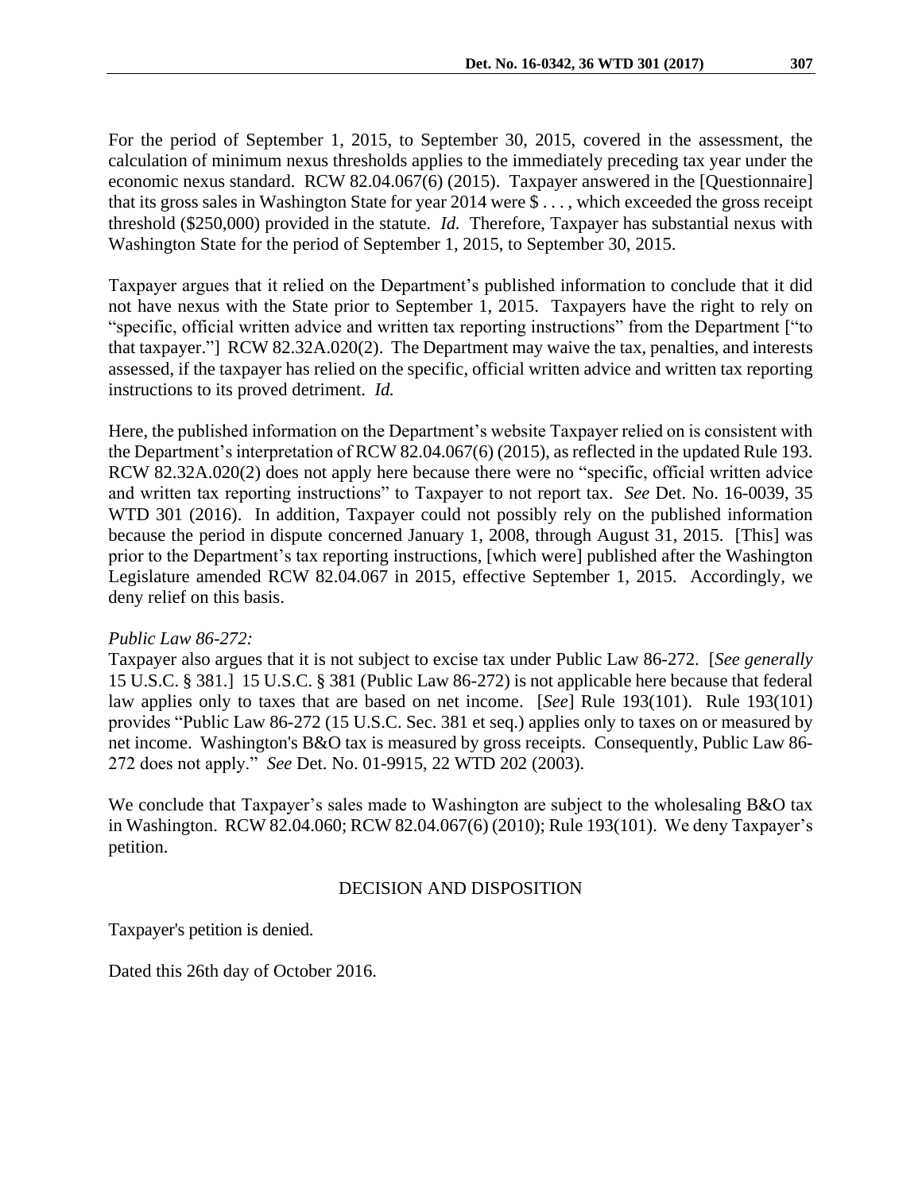For the period of September 1, 2015, to September 30, 2015, covered in the assessment, the calculation of minimum nexus thresholds applies to the immediately preceding tax year under the economic nexus standard. RCW 82.04.067(6) (2015). Taxpayer answered in the [Questionnaire] that its gross sales in Washington State for year 2014 were $ . . . , which exceeded the gross receipt threshold ($250,000) provided in the statute. *Id.* Therefore, Taxpayer has substantial nexus with Washington State for the period of September 1, 2015, to September 30, 2015.

Taxpayer argues that it relied on the Department's published information to conclude that it did not have nexus with the State prior to September 1, 2015. Taxpayers have the right to rely on "specific, official written advice and written tax reporting instructions" from the Department ["to that taxpayer."] RCW 82.32A.020(2). The Department may waive the tax, penalties, and interests assessed, if the taxpayer has relied on the specific, official written advice and written tax reporting instructions to its proved detriment. *Id.*

Here, the published information on the Department's website Taxpayer relied on is consistent with the Department's interpretation of RCW 82.04.067(6) (2015), as reflected in the updated Rule 193. RCW 82.32A.020(2) does not apply here because there were no "specific, official written advice and written tax reporting instructions" to Taxpayer to not report tax. *See* Det. No. 16-0039, 35 WTD 301 (2016). In addition, Taxpayer could not possibly rely on the published information because the period in dispute concerned January 1, 2008, through August 31, 2015. [This] was prior to the Department's tax reporting instructions, [which were] published after the Washington Legislature amended RCW 82.04.067 in 2015, effective September 1, 2015. Accordingly, we deny relief on this basis.

*Public Law 86-272:*

Taxpayer also argues that it is not subject to excise tax under Public Law 86-272. [*See generally* 15 U.S.C. § 381.] 15 U.S.C. § 381 (Public Law 86-272) is not applicable here because that federal law applies only to taxes that are based on net income. [*See*] Rule 193(101). Rule 193(101) provides "Public Law 86-272 (15 U.S.C. Sec. 381 et seq.) applies only to taxes on or measured by net income. Washington's B&O tax is measured by gross receipts. Consequently, Public Law 86-272 does not apply." *See* Det. No. 01-9915, 22 WTD 202 (2003).

We conclude that Taxpayer's sales made to Washington are subject to the wholesaling B&O tax in Washington. RCW 82.04.060; RCW 82.04.067(6) (2010); Rule 193(101). We deny Taxpayer's petition.

## DECISION AND DISPOSITION

Taxpayer's petition is denied.

Dated this 26th day of October 2016.